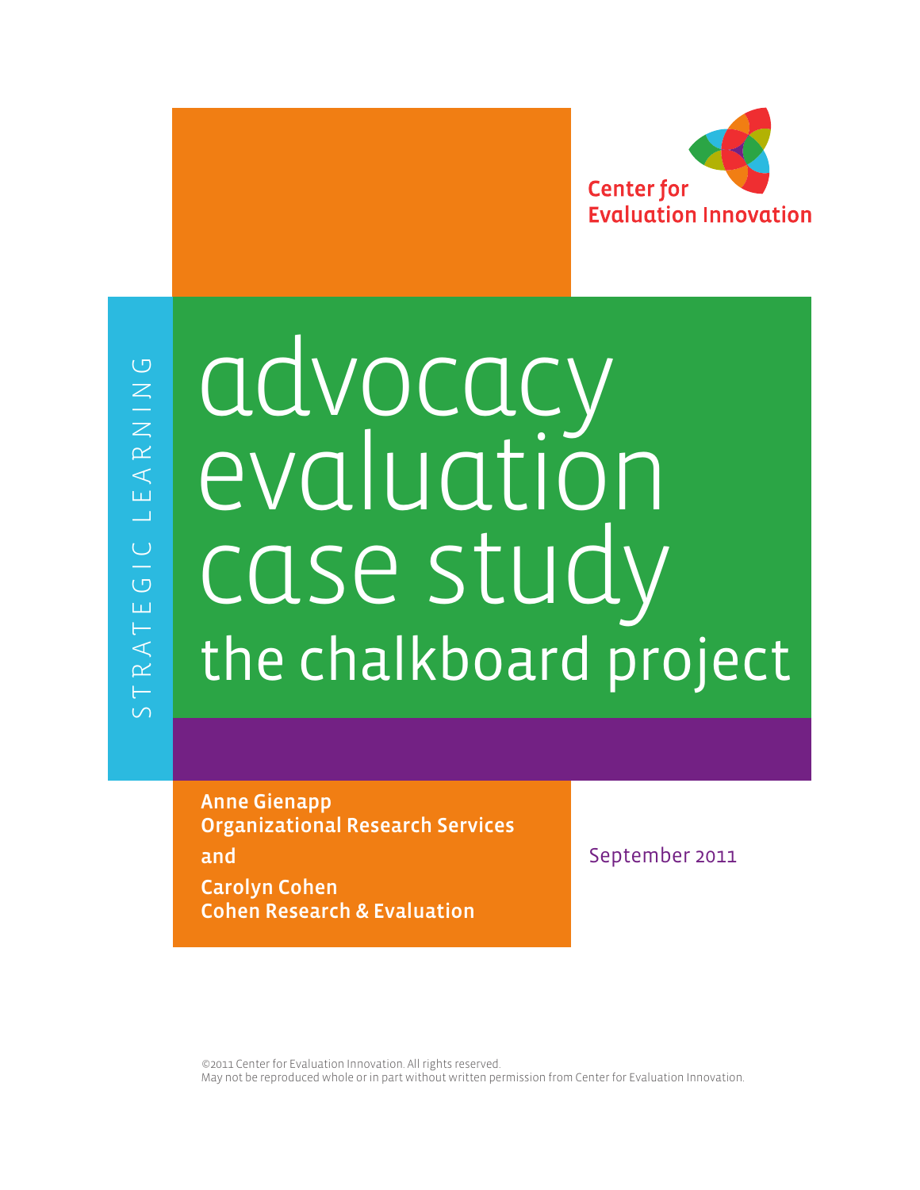Center for Evaluation Innovation

STRATEGIC LEARNING

# advocacy evaluation case study

## the chalkboard project

**Anne Gienapp**
**Organizational Research Services**

**and**

**Carolyn Cohen**
**Cohen Research & Evaluation**

September 2011

©2011 Center for Evaluation Innovation. All rights reserved.
May not be reproduced whole or in part without written permission from Center for Evaluation Innovation.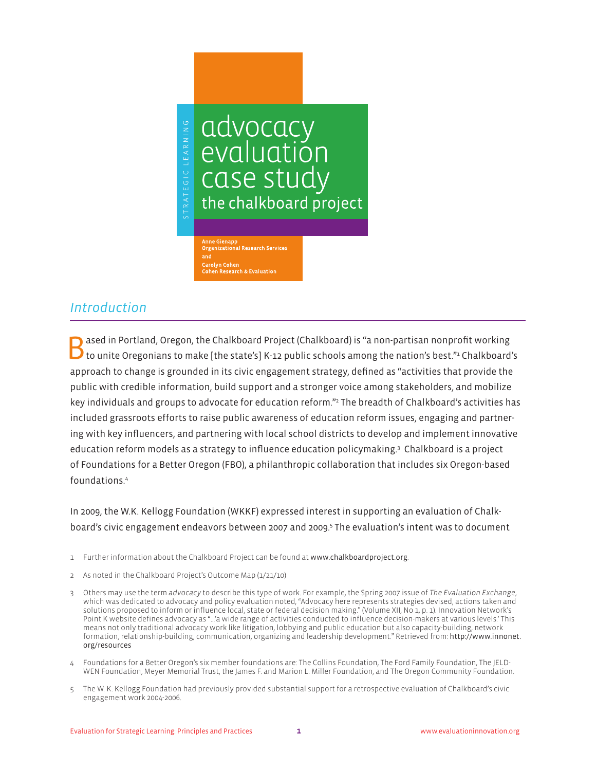STRATEGIC LEARNING

# advocacy evaluation case study

## the chalkboard project

**Anne Gienapp**
**Organizational Research Services**
**and**
**Carolyn Cohen**
**Cohen Research & Evaluation**

## *Introduction*

Based in Portland, Oregon, the Chalkboard Project (Chalkboard) is "a non-partisan nonprofit working to unite Oregonians to make [the state's] K-12 public schools among the nation's best."[1] Chalkboard's approach to change is grounded in its civic engagement strategy, defined as "activities that provide the public with credible information, build support and a stronger voice among stakeholders, and mobilize key individuals and groups to advocate for education reform."[2] The breadth of Chalkboard's activities has included grassroots efforts to raise public awareness of education reform issues, engaging and partnering with key influencers, and partnering with local school districts to develop and implement innovative education reform models as a strategy to influence education policymaking.[3] Chalkboard is a project of Foundations for a Better Oregon (FBO), a philanthropic collaboration that includes six Oregon-based foundations.[4]

In 2009, the W.K. Kellogg Foundation (WKKF) expressed interest in supporting an evaluation of Chalkboard's civic engagement endeavors between 2007 and 2009.[5] The evaluation's intent was to document

1 Further information about the Chalkboard Project can be found at www.chalkboardproject.org.

2 As noted in the Chalkboard Project's Outcome Map (1/21/10)

3 Others may use the term *advocacy* to describe this type of work. For example, the Spring 2007 issue of *The Evaluation Exchange*, which was dedicated to advocacy and policy evaluation noted, "Advocacy here represents strategies devised, actions taken and solutions proposed to inform or influence local, state or federal decision making." (Volume XII, No 1, p. 1). Innovation Network's Point K website defines advocacy as "…'a wide range of activities conducted to influence decision-makers at various levels.' This means not only traditional advocacy work like litigation, lobbying and public education but also capacity-building, network formation, relationship-building, communication, organizing and leadership development." Retrieved from: http://www.innonet.org/resources

4 Foundations for a Better Oregon's six member foundations are: The Collins Foundation, The Ford Family Foundation, The JELD-WEN Foundation, Meyer Memorial Trust, the James F. and Marion L. Miller Foundation, and The Oregon Community Foundation.

5 The W. K. Kellogg Foundation had previously provided substantial support for a retrospective evaluation of Chalkboard's civic engagement work 2004-2006.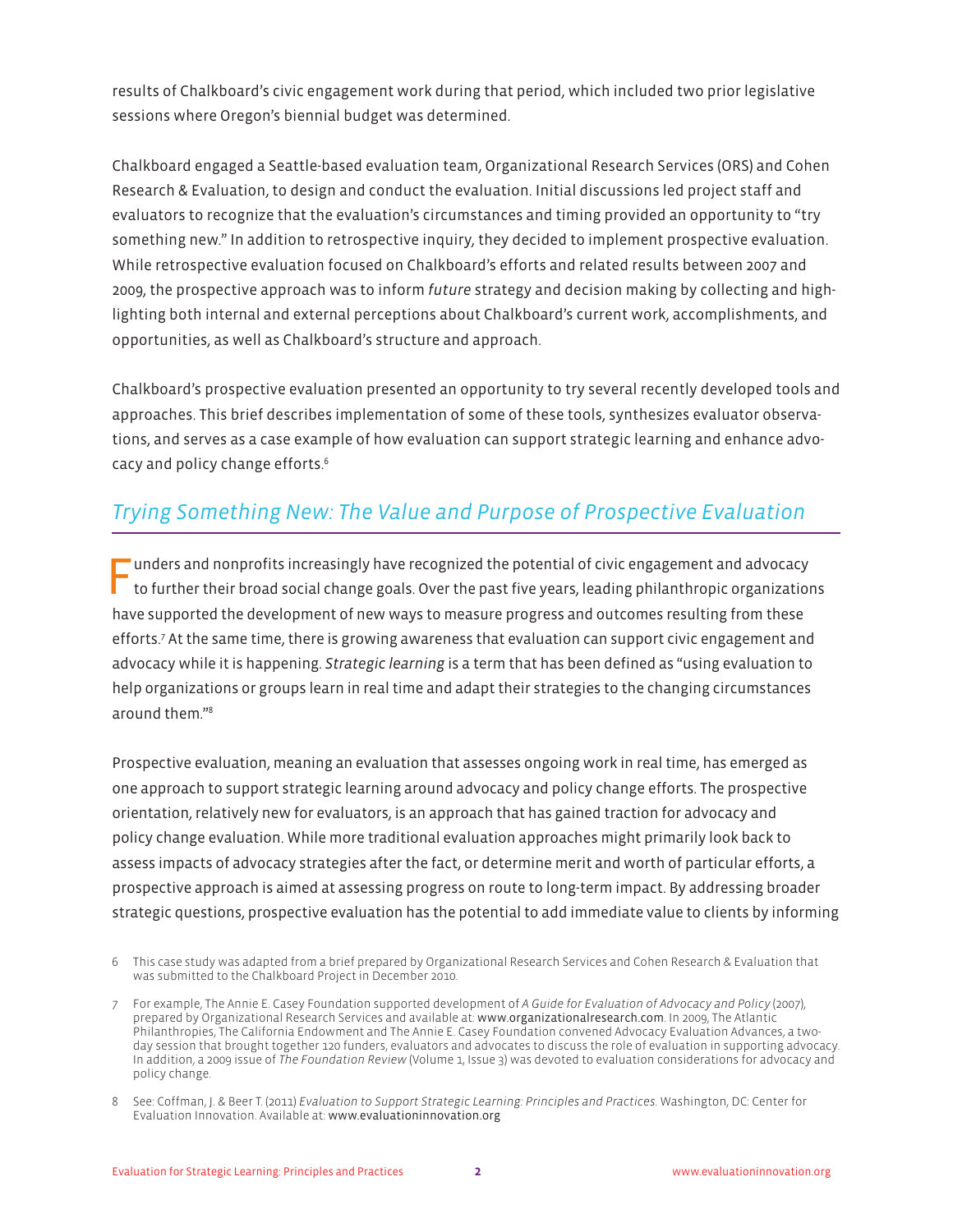results of Chalkboard's civic engagement work during that period, which included two prior legislative sessions where Oregon's biennial budget was determined.

Chalkboard engaged a Seattle-based evaluation team, Organizational Research Services (ORS) and Cohen Research & Evaluation, to design and conduct the evaluation. Initial discussions led project staff and evaluators to recognize that the evaluation's circumstances and timing provided an opportunity to "try something new." In addition to retrospective inquiry, they decided to implement prospective evaluation. While retrospective evaluation focused on Chalkboard's efforts and related results between 2007 and 2009, the prospective approach was to inform *future* strategy and decision making by collecting and highlighting both internal and external perceptions about Chalkboard's current work, accomplishments, and opportunities, as well as Chalkboard's structure and approach.

Chalkboard's prospective evaluation presented an opportunity to try several recently developed tools and approaches. This brief describes implementation of some of these tools, synthesizes evaluator observations, and serves as a case example of how evaluation can support strategic learning and enhance advocacy and policy change efforts.[6]

## *Trying Something New: The Value and Purpose of Prospective Evaluation*

Funders and nonprofits increasingly have recognized the potential of civic engagement and advocacy to further their broad social change goals. Over the past five years, leading philanthropic organizations have supported the development of new ways to measure progress and outcomes resulting from these efforts.[7] At the same time, there is growing awareness that evaluation can support civic engagement and advocacy while it is happening. *Strategic learning* is a term that has been defined as "using evaluation to help organizations or groups learn in real time and adapt their strategies to the changing circumstances around them."[8]

Prospective evaluation, meaning an evaluation that assesses ongoing work in real time, has emerged as one approach to support strategic learning around advocacy and policy change efforts. The prospective orientation, relatively new for evaluators, is an approach that has gained traction for advocacy and policy change evaluation. While more traditional evaluation approaches might primarily look back to assess impacts of advocacy strategies after the fact, or determine merit and worth of particular efforts, a prospective approach is aimed at assessing progress on route to long-term impact. By addressing broader strategic questions, prospective evaluation has the potential to add immediate value to clients by informing

6 This case study was adapted from a brief prepared by Organizational Research Services and Cohen Research & Evaluation that was submitted to the Chalkboard Project in December 2010.

7 For example, The Annie E. Casey Foundation supported development of *A Guide for Evaluation of Advocacy and Policy* (2007), prepared by Organizational Research Services and available at: www.organizationalresearch.com. In 2009, The Atlantic Philanthropies, The California Endowment and The Annie E. Casey Foundation convened Advocacy Evaluation Advances, a two-day session that brought together 120 funders, evaluators and advocates to discuss the role of evaluation in supporting advocacy. In addition, a 2009 issue of *The Foundation Review* (Volume 1, Issue 3) was devoted to evaluation considerations for advocacy and policy change.

8 See: Coffman, J. & Beer T. (2011) *Evaluation to Support Strategic Learning: Principles and Practices*. Washington, DC: Center for Evaluation Innovation. Available at: www.evaluationinnovation.org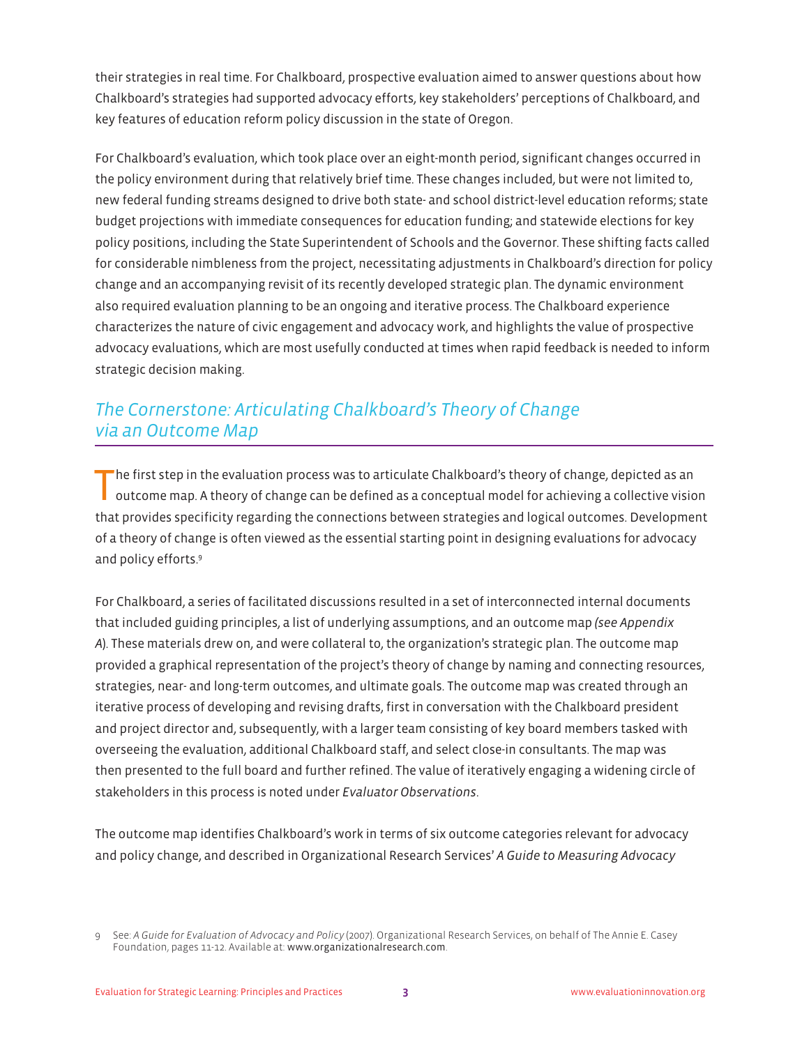their strategies in real time. For Chalkboard, prospective evaluation aimed to answer questions about how Chalkboard's strategies had supported advocacy efforts, key stakeholders' perceptions of Chalkboard, and key features of education reform policy discussion in the state of Oregon.

For Chalkboard's evaluation, which took place over an eight-month period, significant changes occurred in the policy environment during that relatively brief time. These changes included, but were not limited to, new federal funding streams designed to drive both state- and school district-level education reforms; state budget projections with immediate consequences for education funding; and statewide elections for key policy positions, including the State Superintendent of Schools and the Governor. These shifting facts called for considerable nimbleness from the project, necessitating adjustments in Chalkboard's direction for policy change and an accompanying revisit of its recently developed strategic plan. The dynamic environment also required evaluation planning to be an ongoing and iterative process. The Chalkboard experience characterizes the nature of civic engagement and advocacy work, and highlights the value of prospective advocacy evaluations, which are most usefully conducted at times when rapid feedback is needed to inform strategic decision making.

## *The Cornerstone: Articulating Chalkboard's Theory of Change via an Outcome Map*

The first step in the evaluation process was to articulate Chalkboard's theory of change, depicted as an outcome map. A theory of change can be defined as a conceptual model for achieving a collective vision that provides specificity regarding the connections between strategies and logical outcomes. Development of a theory of change is often viewed as the essential starting point in designing evaluations for advocacy and policy efforts.[9]

For Chalkboard, a series of facilitated discussions resulted in a set of interconnected internal documents that included guiding principles, a list of underlying assumptions, and an outcome map *(see Appendix A)*. These materials drew on, and were collateral to, the organization's strategic plan. The outcome map provided a graphical representation of the project's theory of change by naming and connecting resources, strategies, near- and long-term outcomes, and ultimate goals. The outcome map was created through an iterative process of developing and revising drafts, first in conversation with the Chalkboard president and project director and, subsequently, with a larger team consisting of key board members tasked with overseeing the evaluation, additional Chalkboard staff, and select close-in consultants. The map was then presented to the full board and further refined. The value of iteratively engaging a widening circle of stakeholders in this process is noted under *Evaluator Observations*.

The outcome map identifies Chalkboard's work in terms of six outcome categories relevant for advocacy and policy change, and described in Organizational Research Services' *A Guide to Measuring Advocacy*

---

9 See: *A Guide for Evaluation of Advocacy and Policy* (2007). Organizational Research Services, on behalf of The Annie E. Casey Foundation, pages 11-12. Available at: www.organizationalresearch.com.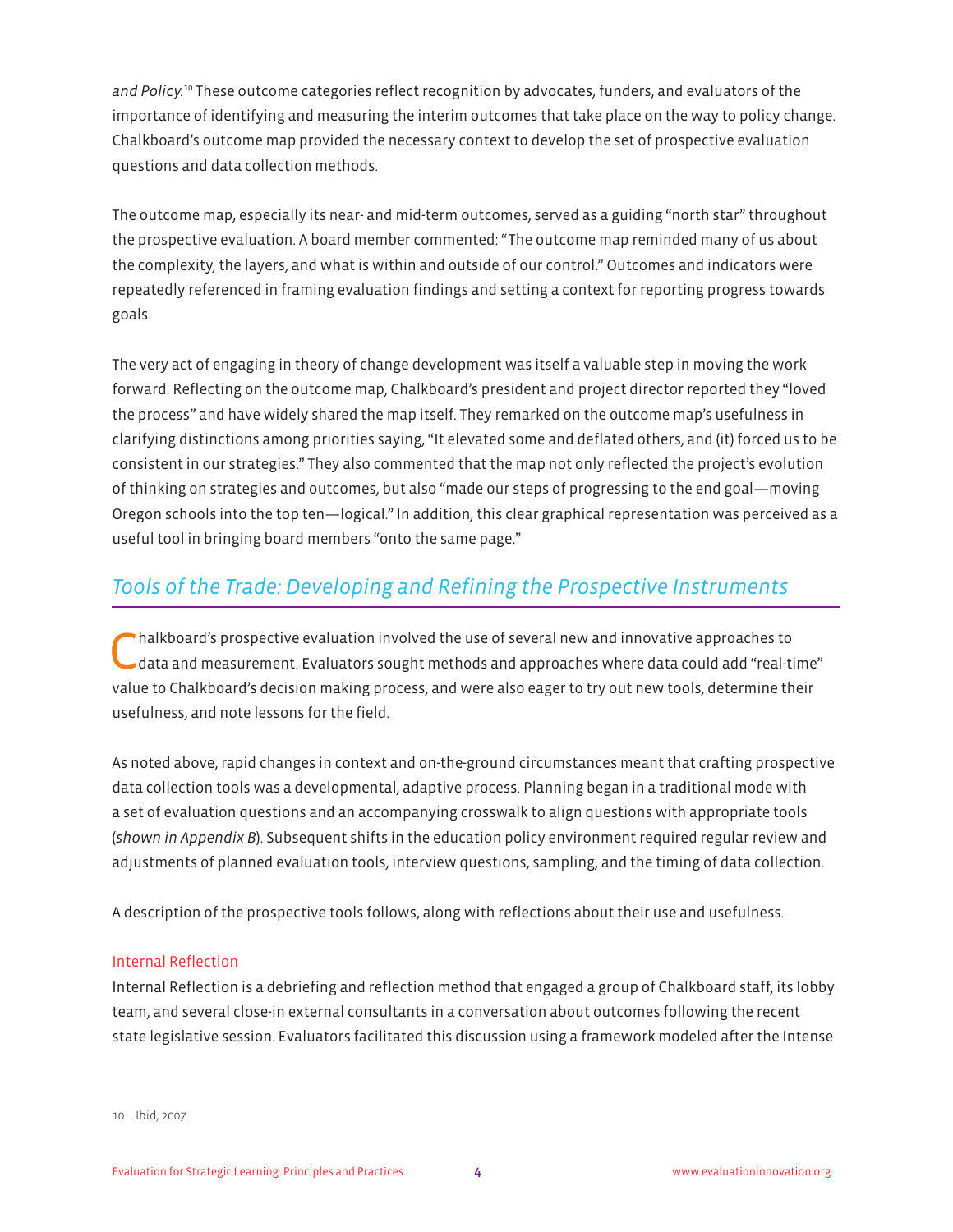*and Policy.*[10] These outcome categories reflect recognition by advocates, funders, and evaluators of the importance of identifying and measuring the interim outcomes that take place on the way to policy change. Chalkboard's outcome map provided the necessary context to develop the set of prospective evaluation questions and data collection methods.

The outcome map, especially its near- and mid-term outcomes, served as a guiding "north star" throughout the prospective evaluation. A board member commented: "The outcome map reminded many of us about the complexity, the layers, and what is within and outside of our control." Outcomes and indicators were repeatedly referenced in framing evaluation findings and setting a context for reporting progress towards goals.

The very act of engaging in theory of change development was itself a valuable step in moving the work forward. Reflecting on the outcome map, Chalkboard's president and project director reported they "loved the process" and have widely shared the map itself. They remarked on the outcome map's usefulness in clarifying distinctions among priorities saying, "It elevated some and deflated others, and (it) forced us to be consistent in our strategies." They also commented that the map not only reflected the project's evolution of thinking on strategies and outcomes, but also "made our steps of progressing to the end goal—moving Oregon schools into the top ten—logical." In addition, this clear graphical representation was perceived as a useful tool in bringing board members "onto the same page."

## *Tools of the Trade: Developing and Refining the Prospective Instruments*

Chalkboard's prospective evaluation involved the use of several new and innovative approaches to data and measurement. Evaluators sought methods and approaches where data could add "real-time" value to Chalkboard's decision making process, and were also eager to try out new tools, determine their usefulness, and note lessons for the field.

As noted above, rapid changes in context and on-the-ground circumstances meant that crafting prospective data collection tools was a developmental, adaptive process. Planning began in a traditional mode with a set of evaluation questions and an accompanying crosswalk to align questions with appropriate tools (*shown in Appendix B*). Subsequent shifts in the education policy environment required regular review and adjustments of planned evaluation tools, interview questions, sampling, and the timing of data collection.

A description of the prospective tools follows, along with reflections about their use and usefulness.

### Internal Reflection

Internal Reflection is a debriefing and reflection method that engaged a group of Chalkboard staff, its lobby team, and several close-in external consultants in a conversation about outcomes following the recent state legislative session. Evaluators facilitated this discussion using a framework modeled after the Intense

10 Ibid, 2007.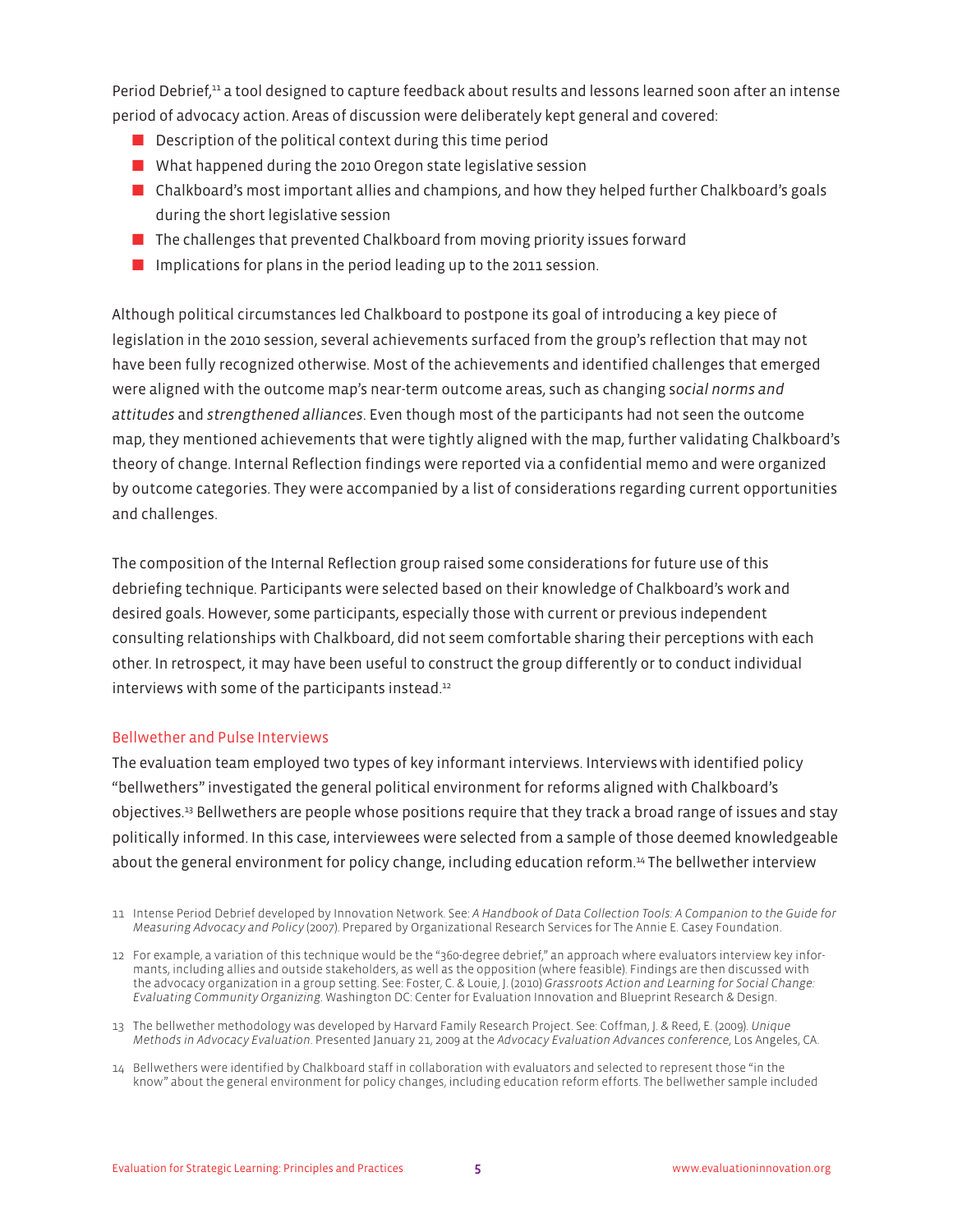Period Debrief,[11] a tool designed to capture feedback about results and lessons learned soon after an intense period of advocacy action. Areas of discussion were deliberately kept general and covered:

- Description of the political context during this time period
- What happened during the 2010 Oregon state legislative session
- Chalkboard's most important allies and champions, and how they helped further Chalkboard's goals during the short legislative session
- The challenges that prevented Chalkboard from moving priority issues forward
- Implications for plans in the period leading up to the 2011 session.

Although political circumstances led Chalkboard to postpone its goal of introducing a key piece of legislation in the 2010 session, several achievements surfaced from the group's reflection that may not have been fully recognized otherwise. Most of the achievements and identified challenges that emerged were aligned with the outcome map's near-term outcome areas, such as changing s*ocial norms and attitudes* and *strengthened alliances*. Even though most of the participants had not seen the outcome map, they mentioned achievements that were tightly aligned with the map, further validating Chalkboard's theory of change. Internal Reflection findings were reported via a confidential memo and were organized by outcome categories. They were accompanied by a list of considerations regarding current opportunities and challenges.

The composition of the Internal Reflection group raised some considerations for future use of this debriefing technique. Participants were selected based on their knowledge of Chalkboard's work and desired goals. However, some participants, especially those with current or previous independent consulting relationships with Chalkboard, did not seem comfortable sharing their perceptions with each other. In retrospect, it may have been useful to construct the group differently or to conduct individual interviews with some of the participants instead.[12]

### Bellwether and Pulse Interviews

The evaluation team employed two types of key informant interviews. Interviews with identified policy "bellwethers" investigated the general political environment for reforms aligned with Chalkboard's objectives.[13] Bellwethers are people whose positions require that they track a broad range of issues and stay politically informed. In this case, interviewees were selected from a sample of those deemed knowledgeable about the general environment for policy change, including education reform.[14] The bellwether interview

11 Intense Period Debrief developed by Innovation Network. See: *A Handbook of Data Collection Tools: A Companion to the Guide for Measuring Advocacy and Policy* (2007). Prepared by Organizational Research Services for The Annie E. Casey Foundation.

12 For example, a variation of this technique would be the "360-degree debrief," an approach where evaluators interview key informants, including allies and outside stakeholders, as well as the opposition (where feasible). Findings are then discussed with the advocacy organization in a group setting. See: Foster, C. & Louie, J. (2010) *Grassroots Action and Learning for Social Change: Evaluating Community Organizing.* Washington DC: Center for Evaluation Innovation and Blueprint Research & Design.

13 The bellwether methodology was developed by Harvard Family Research Project. See: Coffman, J. & Reed, E. (2009). *Unique Methods in Advocacy Evaluation*. Presented January 21, 2009 at the *Advocacy Evaluation Advances conference*, Los Angeles, CA.

14 Bellwethers were identified by Chalkboard staff in collaboration with evaluators and selected to represent those "in the know" about the general environment for policy changes, including education reform efforts. The bellwether sample included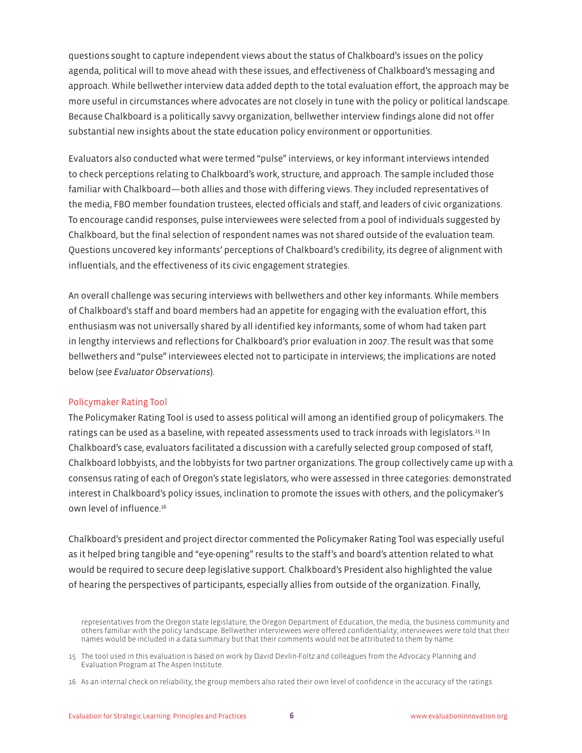questions sought to capture independent views about the status of Chalkboard's issues on the policy agenda, political will to move ahead with these issues, and effectiveness of Chalkboard's messaging and approach. While bellwether interview data added depth to the total evaluation effort, the approach may be more useful in circumstances where advocates are not closely in tune with the policy or political landscape. Because Chalkboard is a politically savvy organization, bellwether interview findings alone did not offer substantial new insights about the state education policy environment or opportunities.

Evaluators also conducted what were termed "pulse" interviews, or key informant interviews intended to check perceptions relating to Chalkboard's work, structure, and approach. The sample included those familiar with Chalkboard—both allies and those with differing views. They included representatives of the media, FBO member foundation trustees, elected officials and staff, and leaders of civic organizations. To encourage candid responses, pulse interviewees were selected from a pool of individuals suggested by Chalkboard, but the final selection of respondent names was not shared outside of the evaluation team. Questions uncovered key informants' perceptions of Chalkboard's credibility, its degree of alignment with influentials, and the effectiveness of its civic engagement strategies.

An overall challenge was securing interviews with bellwethers and other key informants. While members of Chalkboard's staff and board members had an appetite for engaging with the evaluation effort, this enthusiasm was not universally shared by all identified key informants, some of whom had taken part in lengthy interviews and reflections for Chalkboard's prior evaluation in 2007. The result was that some bellwethers and "pulse" interviewees elected not to participate in interviews; the implications are noted below (*see Evaluator Observations*).

### Policymaker Rating Tool

The Policymaker Rating Tool is used to assess political will among an identified group of policymakers. The ratings can be used as a baseline, with repeated assessments used to track inroads with legislators.[15] In Chalkboard's case, evaluators facilitated a discussion with a carefully selected group composed of staff, Chalkboard lobbyists, and the lobbyists for two partner organizations. The group collectively came up with a consensus rating of each of Oregon's state legislators, who were assessed in three categories: demonstrated interest in Chalkboard's policy issues, inclination to promote the issues with others, and the policymaker's own level of influence.[16]

Chalkboard's president and project director commented the Policymaker Rating Tool was especially useful as it helped bring tangible and "eye-opening" results to the staff's and board's attention related to what would be required to secure deep legislative support. Chalkboard's President also highlighted the value of hearing the perspectives of participants, especially allies from outside of the organization. Finally,

representatives from the Oregon state legislature, the Oregon Department of Education, the media, the business community and others familiar with the policy landscape. Bellwether interviewees were offered confidentiality; interviewees were told that their names would be included in a data summary but that their comments would not be attributed to them by name.

15 The tool used in this evaluation is based on work by David Devlin-Foltz and colleagues from the Advocacy Planning and Evaluation Program at The Aspen Institute.

16 As an internal check on reliability, the group members also rated their own level of confidence in the accuracy of the ratings.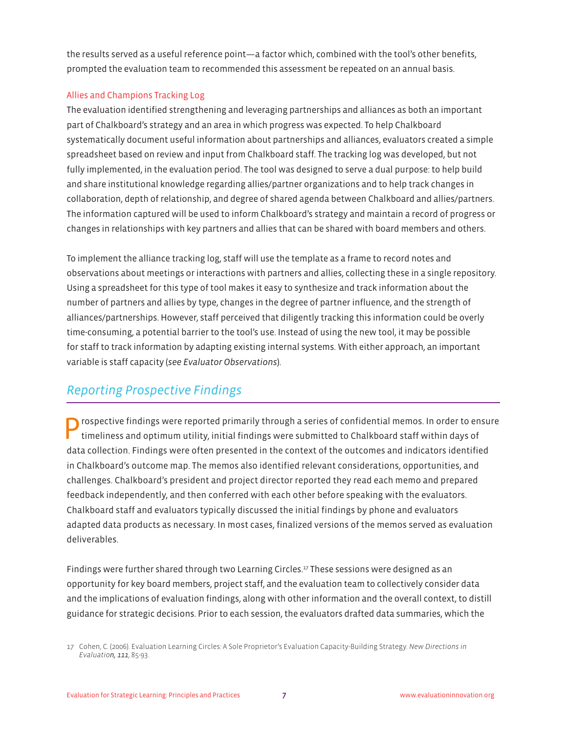the results served as a useful reference point—a factor which, combined with the tool's other benefits, prompted the evaluation team to recommended this assessment be repeated on an annual basis.

### Allies and Champions Tracking Log

The evaluation identified strengthening and leveraging partnerships and alliances as both an important part of Chalkboard's strategy and an area in which progress was expected. To help Chalkboard systematically document useful information about partnerships and alliances, evaluators created a simple spreadsheet based on review and input from Chalkboard staff. The tracking log was developed, but not fully implemented, in the evaluation period. The tool was designed to serve a dual purpose: to help build and share institutional knowledge regarding allies/partner organizations and to help track changes in collaboration, depth of relationship, and degree of shared agenda between Chalkboard and allies/partners. The information captured will be used to inform Chalkboard's strategy and maintain a record of progress or changes in relationships with key partners and allies that can be shared with board members and others.

To implement the alliance tracking log, staff will use the template as a frame to record notes and observations about meetings or interactions with partners and allies, collecting these in a single repository. Using a spreadsheet for this type of tool makes it easy to synthesize and track information about the number of partners and allies by type, changes in the degree of partner influence, and the strength of alliances/partnerships. However, staff perceived that diligently tracking this information could be overly time-consuming, a potential barrier to the tool's use. Instead of using the new tool, it may be possible for staff to track information by adapting existing internal systems. With either approach, an important variable is staff capacity (*see Evaluator Observations*).

## *Reporting Prospective Findings*

Prospective findings were reported primarily through a series of confidential memos. In order to ensure timeliness and optimum utility, initial findings were submitted to Chalkboard staff within days of data collection. Findings were often presented in the context of the outcomes and indicators identified in Chalkboard's outcome map. The memos also identified relevant considerations, opportunities, and challenges. Chalkboard's president and project director reported they read each memo and prepared feedback independently, and then conferred with each other before speaking with the evaluators. Chalkboard staff and evaluators typically discussed the initial findings by phone and evaluators adapted data products as necessary. In most cases, finalized versions of the memos served as evaluation deliverables.

Findings were further shared through two Learning Circles.[17] These sessions were designed as an opportunity for key board members, project staff, and the evaluation team to collectively consider data and the implications of evaluation findings, along with other information and the overall context, to distill guidance for strategic decisions. Prior to each session, the evaluators drafted data summaries, which the

---

17 Cohen, C. (2006). Evaluation Learning Circles: A Sole Proprietor's Evaluation Capacity-Building Strategy. *New Directions in Evaluation, **111***, 85-93.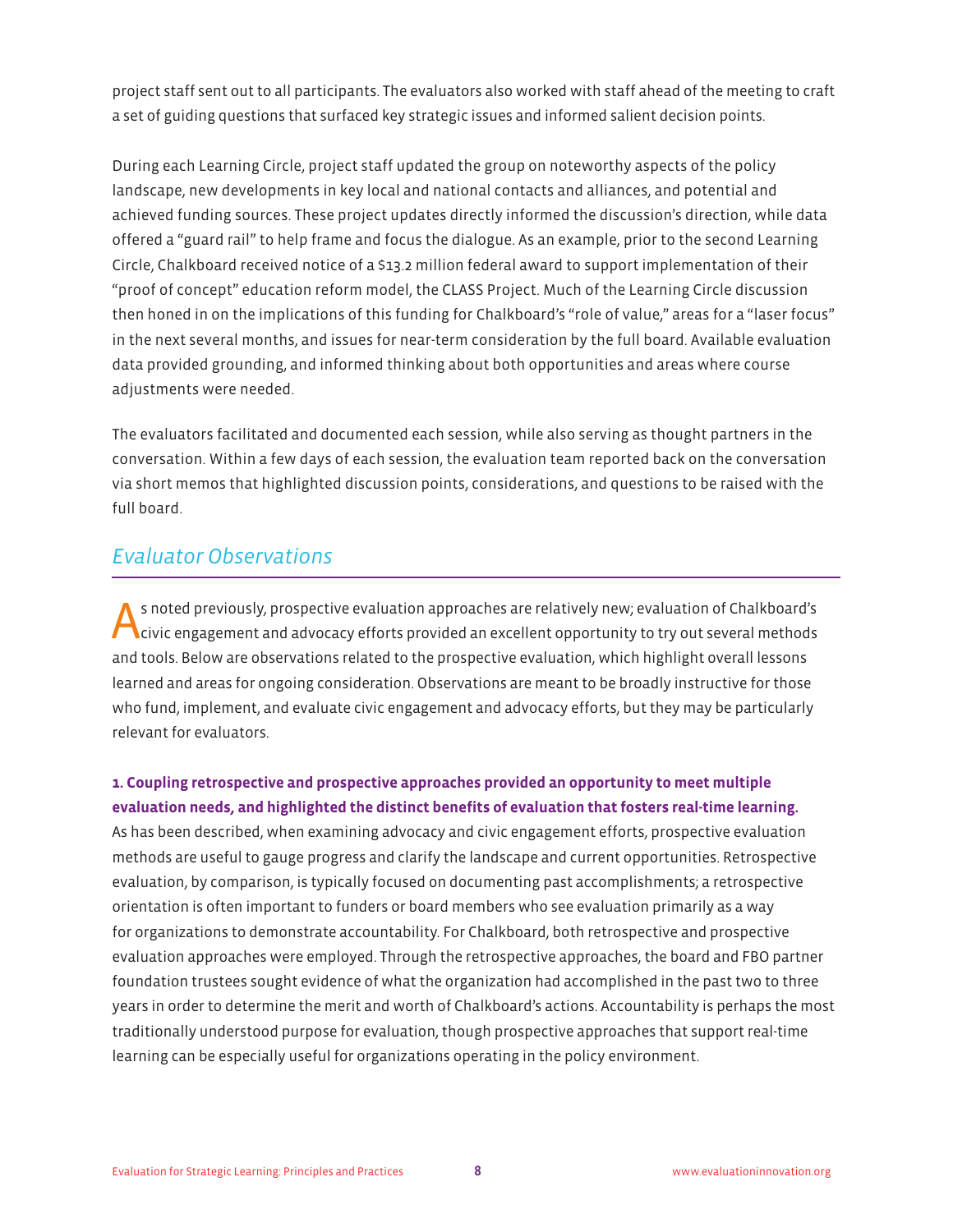project staff sent out to all participants. The evaluators also worked with staff ahead of the meeting to craft a set of guiding questions that surfaced key strategic issues and informed salient decision points.

During each Learning Circle, project staff updated the group on noteworthy aspects of the policy landscape, new developments in key local and national contacts and alliances, and potential and achieved funding sources. These project updates directly informed the discussion's direction, while data offered a "guard rail" to help frame and focus the dialogue. As an example, prior to the second Learning Circle, Chalkboard received notice of a $13.2 million federal award to support implementation of their "proof of concept" education reform model, the CLASS Project. Much of the Learning Circle discussion then honed in on the implications of this funding for Chalkboard's "role of value," areas for a "laser focus" in the next several months, and issues for near-term consideration by the full board. Available evaluation data provided grounding, and informed thinking about both opportunities and areas where course adjustments were needed.

The evaluators facilitated and documented each session, while also serving as thought partners in the conversation. Within a few days of each session, the evaluation team reported back on the conversation via short memos that highlighted discussion points, considerations, and questions to be raised with the full board.

## *Evaluator Observations*

As noted previously, prospective evaluation approaches are relatively new; evaluation of Chalkboard's civic engagement and advocacy efforts provided an excellent opportunity to try out several methods and tools. Below are observations related to the prospective evaluation, which highlight overall lessons learned and areas for ongoing consideration. Observations are meant to be broadly instructive for those who fund, implement, and evaluate civic engagement and advocacy efforts, but they may be particularly relevant for evaluators.

**1. Coupling retrospective and prospective approaches provided an opportunity to meet multiple evaluation needs, and highlighted the distinct benefits of evaluation that fosters real-time learning.**
As has been described, when examining advocacy and civic engagement efforts, prospective evaluation methods are useful to gauge progress and clarify the landscape and current opportunities. Retrospective evaluation, by comparison, is typically focused on documenting past accomplishments; a retrospective orientation is often important to funders or board members who see evaluation primarily as a way for organizations to demonstrate accountability. For Chalkboard, both retrospective and prospective evaluation approaches were employed. Through the retrospective approaches, the board and FBO partner foundation trustees sought evidence of what the organization had accomplished in the past two to three years in order to determine the merit and worth of Chalkboard's actions. Accountability is perhaps the most traditionally understood purpose for evaluation, though prospective approaches that support real-time learning can be especially useful for organizations operating in the policy environment.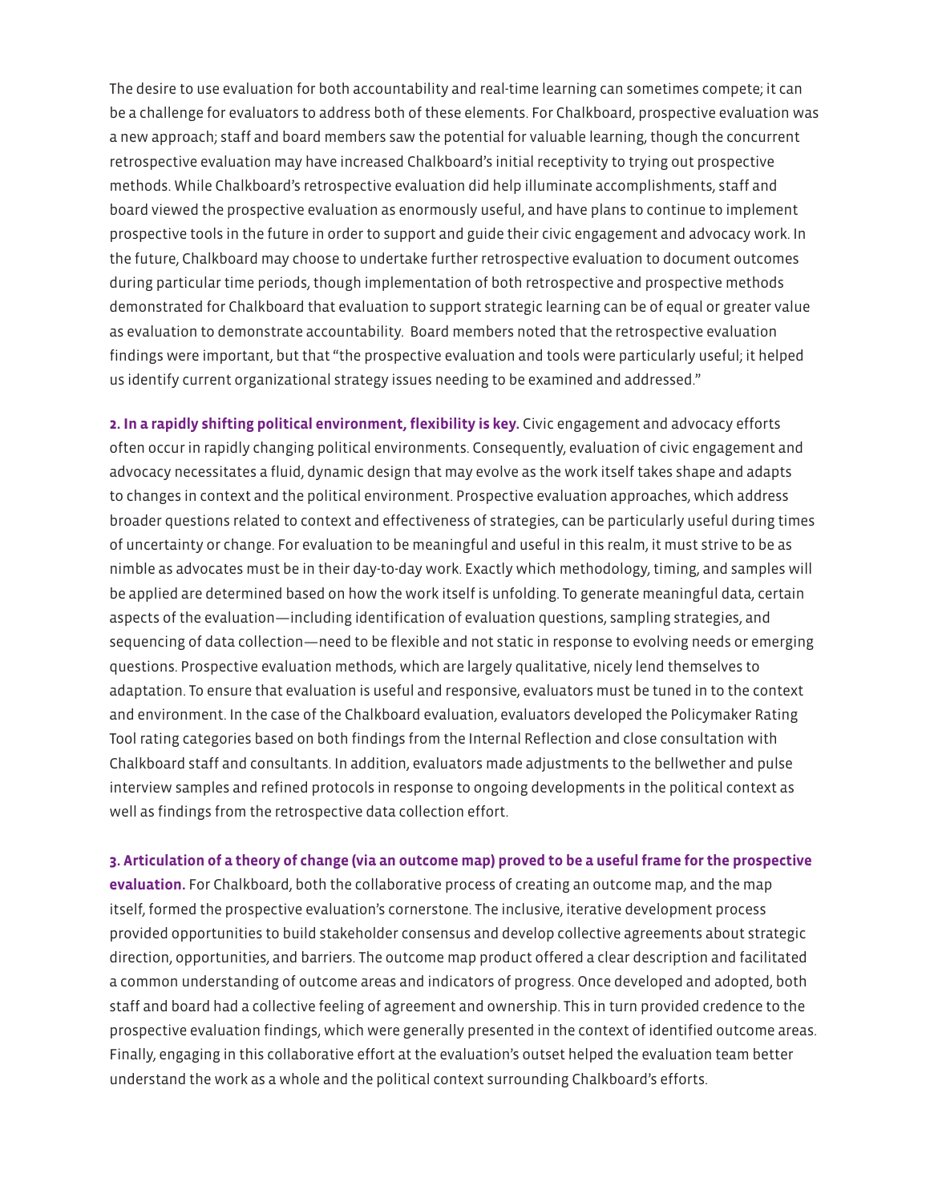The desire to use evaluation for both accountability and real-time learning can sometimes compete; it can be a challenge for evaluators to address both of these elements. For Chalkboard, prospective evaluation was a new approach; staff and board members saw the potential for valuable learning, though the concurrent retrospective evaluation may have increased Chalkboard's initial receptivity to trying out prospective methods. While Chalkboard's retrospective evaluation did help illuminate accomplishments, staff and board viewed the prospective evaluation as enormously useful, and have plans to continue to implement prospective tools in the future in order to support and guide their civic engagement and advocacy work. In the future, Chalkboard may choose to undertake further retrospective evaluation to document outcomes during particular time periods, though implementation of both retrospective and prospective methods demonstrated for Chalkboard that evaluation to support strategic learning can be of equal or greater value as evaluation to demonstrate accountability. Board members noted that the retrospective evaluation findings were important, but that "the prospective evaluation and tools were particularly useful; it helped us identify current organizational strategy issues needing to be examined and addressed."

**2. In a rapidly shifting political environment, flexibility is key.** Civic engagement and advocacy efforts often occur in rapidly changing political environments. Consequently, evaluation of civic engagement and advocacy necessitates a fluid, dynamic design that may evolve as the work itself takes shape and adapts to changes in context and the political environment. Prospective evaluation approaches, which address broader questions related to context and effectiveness of strategies, can be particularly useful during times of uncertainty or change. For evaluation to be meaningful and useful in this realm, it must strive to be as nimble as advocates must be in their day-to-day work. Exactly which methodology, timing, and samples will be applied are determined based on how the work itself is unfolding. To generate meaningful data, certain aspects of the evaluation—including identification of evaluation questions, sampling strategies, and sequencing of data collection—need to be flexible and not static in response to evolving needs or emerging questions. Prospective evaluation methods, which are largely qualitative, nicely lend themselves to adaptation. To ensure that evaluation is useful and responsive, evaluators must be tuned in to the context and environment. In the case of the Chalkboard evaluation, evaluators developed the Policymaker Rating Tool rating categories based on both findings from the Internal Reflection and close consultation with Chalkboard staff and consultants. In addition, evaluators made adjustments to the bellwether and pulse interview samples and refined protocols in response to ongoing developments in the political context as well as findings from the retrospective data collection effort.

**3. Articulation of a theory of change (via an outcome map) proved to be a useful frame for the prospective evaluation.** For Chalkboard, both the collaborative process of creating an outcome map, and the map itself, formed the prospective evaluation's cornerstone. The inclusive, iterative development process provided opportunities to build stakeholder consensus and develop collective agreements about strategic direction, opportunities, and barriers. The outcome map product offered a clear description and facilitated a common understanding of outcome areas and indicators of progress. Once developed and adopted, both staff and board had a collective feeling of agreement and ownership. This in turn provided credence to the prospective evaluation findings, which were generally presented in the context of identified outcome areas. Finally, engaging in this collaborative effort at the evaluation's outset helped the evaluation team better understand the work as a whole and the political context surrounding Chalkboard's efforts.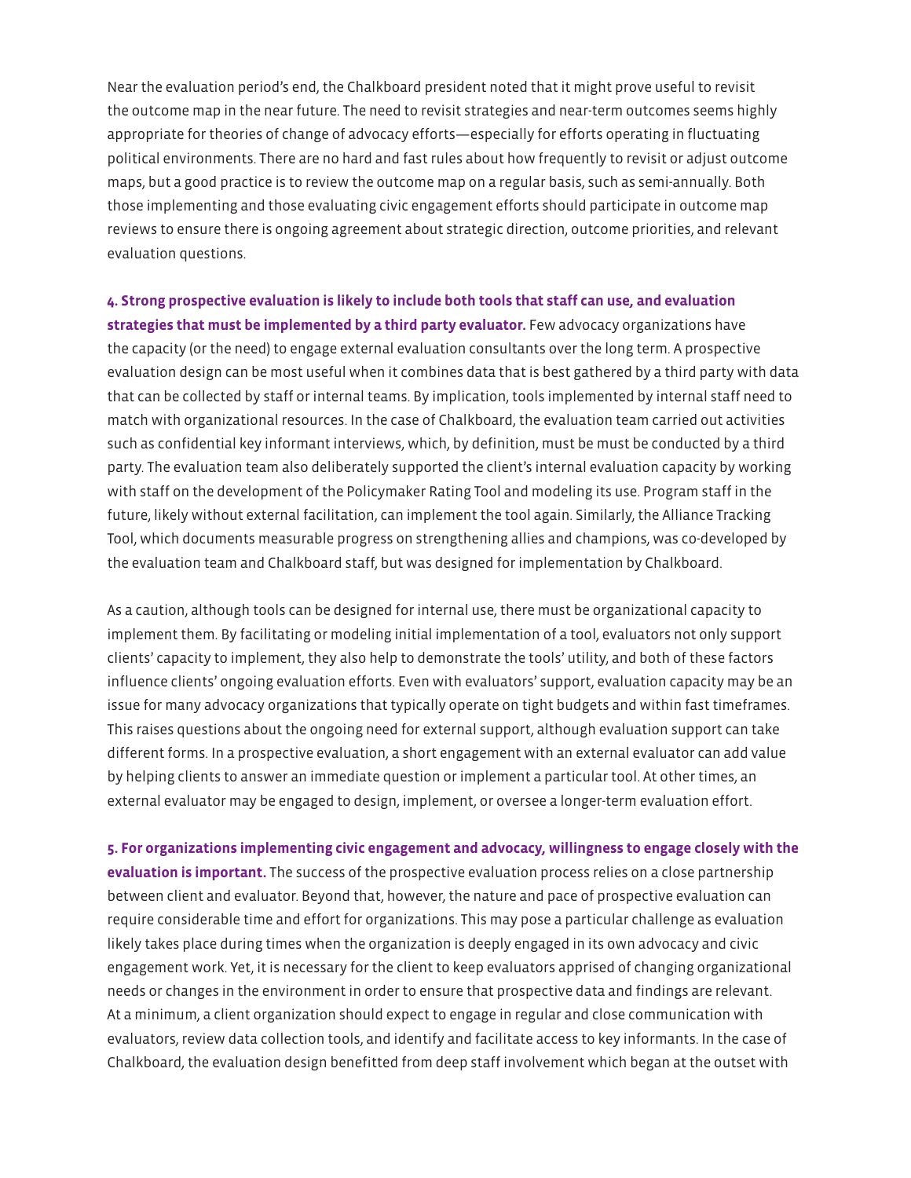Near the evaluation period's end, the Chalkboard president noted that it might prove useful to revisit the outcome map in the near future. The need to revisit strategies and near-term outcomes seems highly appropriate for theories of change of advocacy efforts—especially for efforts operating in fluctuating political environments. There are no hard and fast rules about how frequently to revisit or adjust outcome maps, but a good practice is to review the outcome map on a regular basis, such as semi-annually. Both those implementing and those evaluating civic engagement efforts should participate in outcome map reviews to ensure there is ongoing agreement about strategic direction, outcome priorities, and relevant evaluation questions.

**4. Strong prospective evaluation is likely to include both tools that staff can use, and evaluation strategies that must be implemented by a third party evaluator.** Few advocacy organizations have the capacity (or the need) to engage external evaluation consultants over the long term. A prospective evaluation design can be most useful when it combines data that is best gathered by a third party with data that can be collected by staff or internal teams. By implication, tools implemented by internal staff need to match with organizational resources. In the case of Chalkboard, the evaluation team carried out activities such as confidential key informant interviews, which, by definition, must be must be conducted by a third party. The evaluation team also deliberately supported the client's internal evaluation capacity by working with staff on the development of the Policymaker Rating Tool and modeling its use. Program staff in the future, likely without external facilitation, can implement the tool again. Similarly, the Alliance Tracking Tool, which documents measurable progress on strengthening allies and champions, was co-developed by the evaluation team and Chalkboard staff, but was designed for implementation by Chalkboard.

As a caution, although tools can be designed for internal use, there must be organizational capacity to implement them. By facilitating or modeling initial implementation of a tool, evaluators not only support clients' capacity to implement, they also help to demonstrate the tools' utility, and both of these factors influence clients' ongoing evaluation efforts. Even with evaluators' support, evaluation capacity may be an issue for many advocacy organizations that typically operate on tight budgets and within fast timeframes. This raises questions about the ongoing need for external support, although evaluation support can take different forms. In a prospective evaluation, a short engagement with an external evaluator can add value by helping clients to answer an immediate question or implement a particular tool. At other times, an external evaluator may be engaged to design, implement, or oversee a longer-term evaluation effort.

**5. For organizations implementing civic engagement and advocacy, willingness to engage closely with the evaluation is important.** The success of the prospective evaluation process relies on a close partnership between client and evaluator. Beyond that, however, the nature and pace of prospective evaluation can require considerable time and effort for organizations. This may pose a particular challenge as evaluation likely takes place during times when the organization is deeply engaged in its own advocacy and civic engagement work. Yet, it is necessary for the client to keep evaluators apprised of changing organizational needs or changes in the environment in order to ensure that prospective data and findings are relevant. At a minimum, a client organization should expect to engage in regular and close communication with evaluators, review data collection tools, and identify and facilitate access to key informants. In the case of Chalkboard, the evaluation design benefitted from deep staff involvement which began at the outset with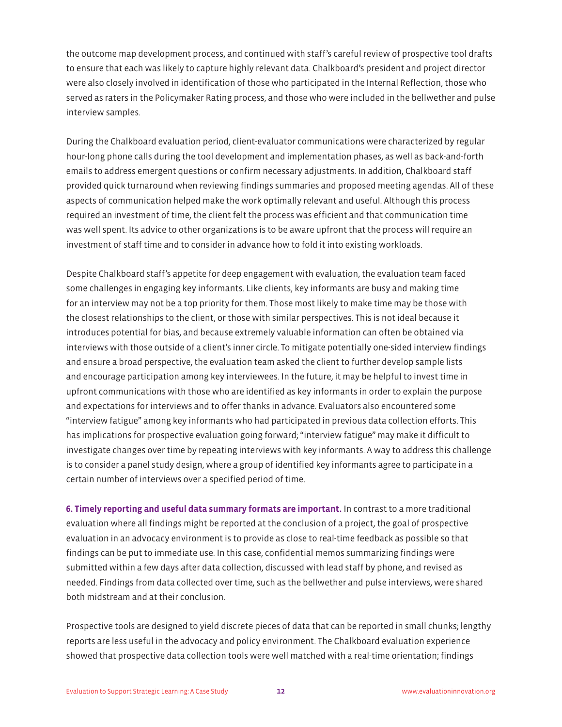the outcome map development process, and continued with staff's careful review of prospective tool drafts to ensure that each was likely to capture highly relevant data. Chalkboard's president and project director were also closely involved in identification of those who participated in the Internal Reflection, those who served as raters in the Policymaker Rating process, and those who were included in the bellwether and pulse interview samples.

During the Chalkboard evaluation period, client-evaluator communications were characterized by regular hour-long phone calls during the tool development and implementation phases, as well as back-and-forth emails to address emergent questions or confirm necessary adjustments. In addition, Chalkboard staff provided quick turnaround when reviewing findings summaries and proposed meeting agendas. All of these aspects of communication helped make the work optimally relevant and useful. Although this process required an investment of time, the client felt the process was efficient and that communication time was well spent. Its advice to other organizations is to be aware upfront that the process will require an investment of staff time and to consider in advance how to fold it into existing workloads.

Despite Chalkboard staff's appetite for deep engagement with evaluation, the evaluation team faced some challenges in engaging key informants. Like clients, key informants are busy and making time for an interview may not be a top priority for them. Those most likely to make time may be those with the closest relationships to the client, or those with similar perspectives. This is not ideal because it introduces potential for bias, and because extremely valuable information can often be obtained via interviews with those outside of a client's inner circle. To mitigate potentially one-sided interview findings and ensure a broad perspective, the evaluation team asked the client to further develop sample lists and encourage participation among key interviewees. In the future, it may be helpful to invest time in upfront communications with those who are identified as key informants in order to explain the purpose and expectations for interviews and to offer thanks in advance. Evaluators also encountered some "interview fatigue" among key informants who had participated in previous data collection efforts. This has implications for prospective evaluation going forward; "interview fatigue" may make it difficult to investigate changes over time by repeating interviews with key informants. A way to address this challenge is to consider a panel study design, where a group of identified key informants agree to participate in a certain number of interviews over a specified period of time.

**6. Timely reporting and useful data summary formats are important.** In contrast to a more traditional evaluation where all findings might be reported at the conclusion of a project, the goal of prospective evaluation in an advocacy environment is to provide as close to real-time feedback as possible so that findings can be put to immediate use. In this case, confidential memos summarizing findings were submitted within a few days after data collection, discussed with lead staff by phone, and revised as needed. Findings from data collected over time, such as the bellwether and pulse interviews, were shared both midstream and at their conclusion.

Prospective tools are designed to yield discrete pieces of data that can be reported in small chunks; lengthy reports are less useful in the advocacy and policy environment. The Chalkboard evaluation experience showed that prospective data collection tools were well matched with a real-time orientation; findings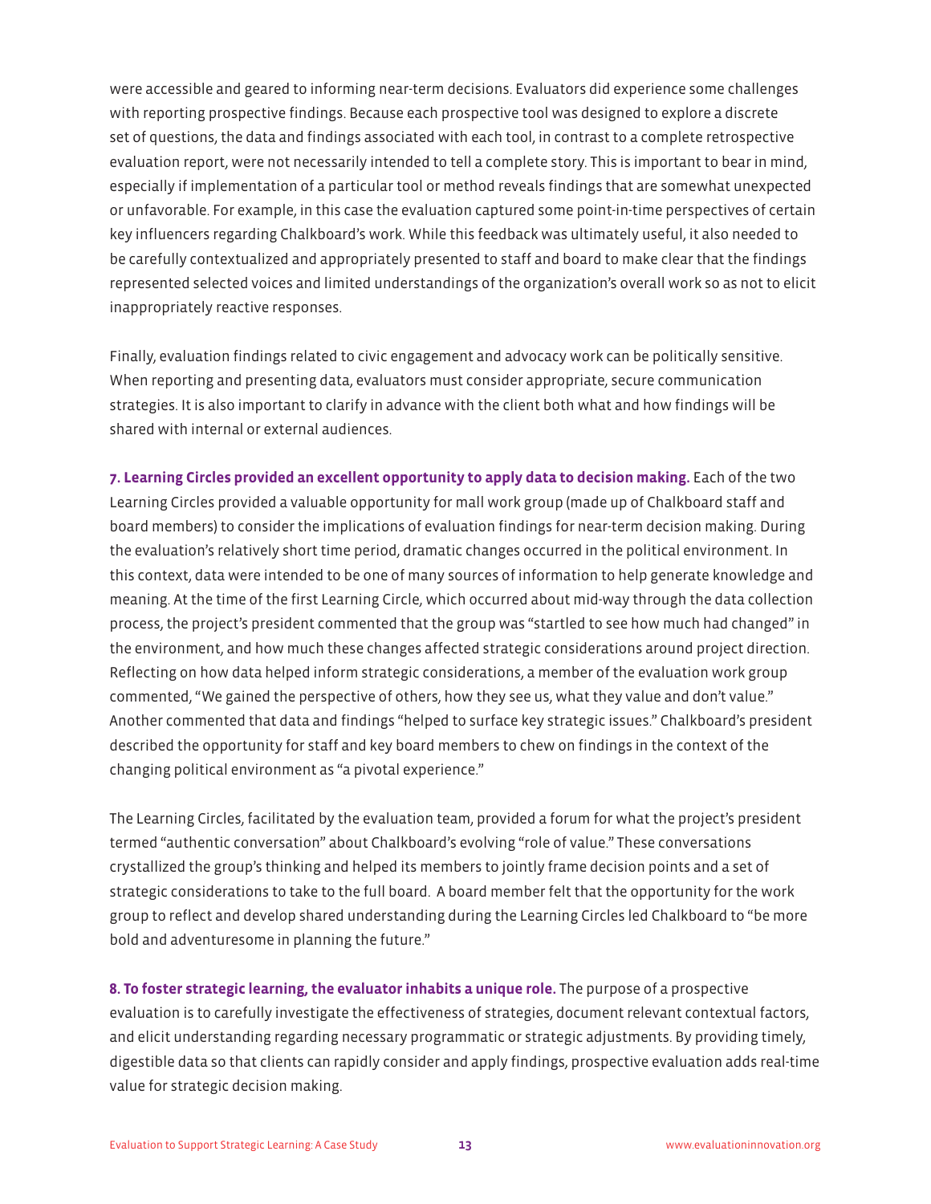were accessible and geared to informing near-term decisions. Evaluators did experience some challenges with reporting prospective findings. Because each prospective tool was designed to explore a discrete set of questions, the data and findings associated with each tool, in contrast to a complete retrospective evaluation report, were not necessarily intended to tell a complete story. This is important to bear in mind, especially if implementation of a particular tool or method reveals findings that are somewhat unexpected or unfavorable. For example, in this case the evaluation captured some point-in-time perspectives of certain key influencers regarding Chalkboard's work. While this feedback was ultimately useful, it also needed to be carefully contextualized and appropriately presented to staff and board to make clear that the findings represented selected voices and limited understandings of the organization's overall work so as not to elicit inappropriately reactive responses.

Finally, evaluation findings related to civic engagement and advocacy work can be politically sensitive. When reporting and presenting data, evaluators must consider appropriate, secure communication strategies. It is also important to clarify in advance with the client both what and how findings will be shared with internal or external audiences.

**7. Learning Circles provided an excellent opportunity to apply data to decision making.** Each of the two Learning Circles provided a valuable opportunity for mall work group (made up of Chalkboard staff and board members) to consider the implications of evaluation findings for near-term decision making. During the evaluation's relatively short time period, dramatic changes occurred in the political environment. In this context, data were intended to be one of many sources of information to help generate knowledge and meaning. At the time of the first Learning Circle, which occurred about mid-way through the data collection process, the project's president commented that the group was "startled to see how much had changed" in the environment, and how much these changes affected strategic considerations around project direction. Reflecting on how data helped inform strategic considerations, a member of the evaluation work group commented, "We gained the perspective of others, how they see us, what they value and don't value." Another commented that data and findings "helped to surface key strategic issues." Chalkboard's president described the opportunity for staff and key board members to chew on findings in the context of the changing political environment as "a pivotal experience."

The Learning Circles, facilitated by the evaluation team, provided a forum for what the project's president termed "authentic conversation" about Chalkboard's evolving "role of value." These conversations crystallized the group's thinking and helped its members to jointly frame decision points and a set of strategic considerations to take to the full board. A board member felt that the opportunity for the work group to reflect and develop shared understanding during the Learning Circles led Chalkboard to "be more bold and adventuresome in planning the future."

**8. To foster strategic learning, the evaluator inhabits a unique role.** The purpose of a prospective evaluation is to carefully investigate the effectiveness of strategies, document relevant contextual factors, and elicit understanding regarding necessary programmatic or strategic adjustments. By providing timely, digestible data so that clients can rapidly consider and apply findings, prospective evaluation adds real-time value for strategic decision making.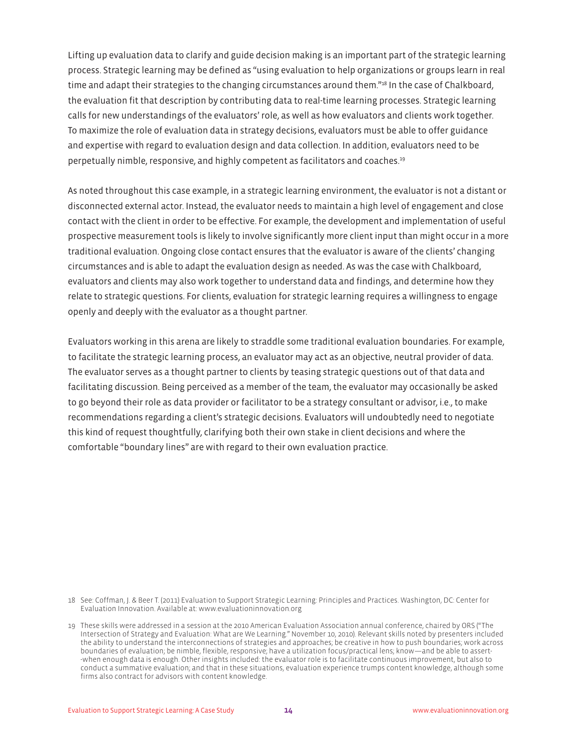Lifting up evaluation data to clarify and guide decision making is an important part of the strategic learning process. Strategic learning may be defined as "using evaluation to help organizations or groups learn in real time and adapt their strategies to the changing circumstances around them."[18] In the case of Chalkboard, the evaluation fit that description by contributing data to real-time learning processes. Strategic learning calls for new understandings of the evaluators' role, as well as how evaluators and clients work together. To maximize the role of evaluation data in strategy decisions, evaluators must be able to offer guidance and expertise with regard to evaluation design and data collection. In addition, evaluators need to be perpetually nimble, responsive, and highly competent as facilitators and coaches.[19]

As noted throughout this case example, in a strategic learning environment, the evaluator is not a distant or disconnected external actor. Instead, the evaluator needs to maintain a high level of engagement and close contact with the client in order to be effective. For example, the development and implementation of useful prospective measurement tools is likely to involve significantly more client input than might occur in a more traditional evaluation. Ongoing close contact ensures that the evaluator is aware of the clients' changing circumstances and is able to adapt the evaluation design as needed. As was the case with Chalkboard, evaluators and clients may also work together to understand data and findings, and determine how they relate to strategic questions. For clients, evaluation for strategic learning requires a willingness to engage openly and deeply with the evaluator as a thought partner.

Evaluators working in this arena are likely to straddle some traditional evaluation boundaries. For example, to facilitate the strategic learning process, an evaluator may act as an objective, neutral provider of data. The evaluator serves as a thought partner to clients by teasing strategic questions out of that data and facilitating discussion. Being perceived as a member of the team, the evaluator may occasionally be asked to go beyond their role as data provider or facilitator to be a strategy consultant or advisor, i.e., to make recommendations regarding a client's strategic decisions. Evaluators will undoubtedly need to negotiate this kind of request thoughtfully, clarifying both their own stake in client decisions and where the comfortable "boundary lines" are with regard to their own evaluation practice.

18 See: Coffman, J. & Beer T. (2011) Evaluation to Support Strategic Learning: Principles and Practices. Washington, DC: Center for Evaluation Innovation. Available at: www.evaluationinnovation.org

19 These skills were addressed in a session at the 2010 American Evaluation Association annual conference, chaired by ORS ("The Intersection of Strategy and Evaluation: What are We Learning." November 10, 2010). Relevant skills noted by presenters included the ability to understand the interconnections of strategies and approaches; be creative in how to push boundaries; work across boundaries of evaluation; be nimble, flexible, responsive; have a utilization focus/practical lens; know—and be able to assert--when enough data is enough. Other insights included: the evaluator role is to facilitate continuous improvement, but also to conduct a summative evaluation; and that in these situations, evaluation experience trumps content knowledge, although some firms also contract for advisors with content knowledge.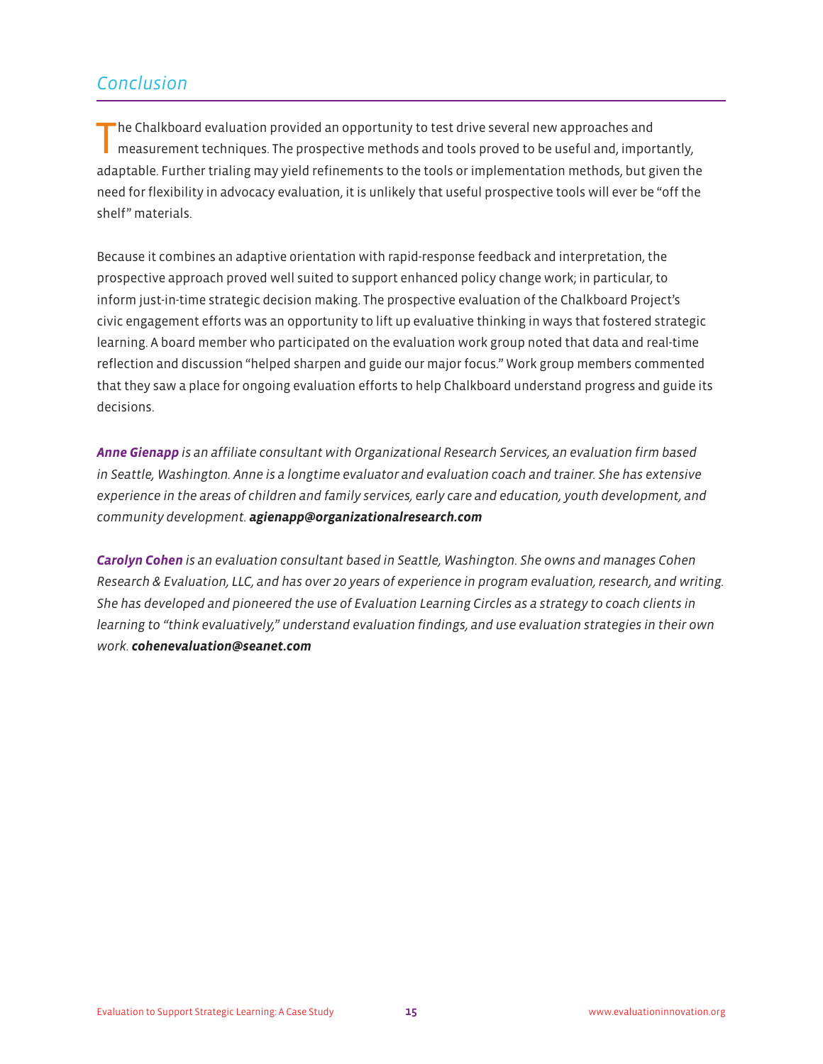## Conclusion

The Chalkboard evaluation provided an opportunity to test drive several new approaches and measurement techniques. The prospective methods and tools proved to be useful and, importantly, adaptable. Further trialing may yield refinements to the tools or implementation methods, but given the need for flexibility in advocacy evaluation, it is unlikely that useful prospective tools will ever be "off the shelf" materials.

Because it combines an adaptive orientation with rapid-response feedback and interpretation, the prospective approach proved well suited to support enhanced policy change work; in particular, to inform just-in-time strategic decision making. The prospective evaluation of the Chalkboard Project's civic engagement efforts was an opportunity to lift up evaluative thinking in ways that fostered strategic learning. A board member who participated on the evaluation work group noted that data and real-time reflection and discussion "helped sharpen and guide our major focus." Work group members commented that they saw a place for ongoing evaluation efforts to help Chalkboard understand progress and guide its decisions.

***Anne Gienapp*** *is an affiliate consultant with Organizational Research Services, an evaluation firm based in Seattle, Washington. Anne is a longtime evaluator and evaluation coach and trainer. She has extensive experience in the areas of children and family services, early care and education, youth development, and community development.* ***agienapp@organizationalresearch.com***

***Carolyn Cohen*** *is an evaluation consultant based in Seattle, Washington. She owns and manages Cohen Research & Evaluation, LLC, and has over 20 years of experience in program evaluation, research, and writing. She has developed and pioneered the use of Evaluation Learning Circles as a strategy to coach clients in learning to "think evaluatively," understand evaluation findings, and use evaluation strategies in their own work.* ***cohenevaluation@seanet.com***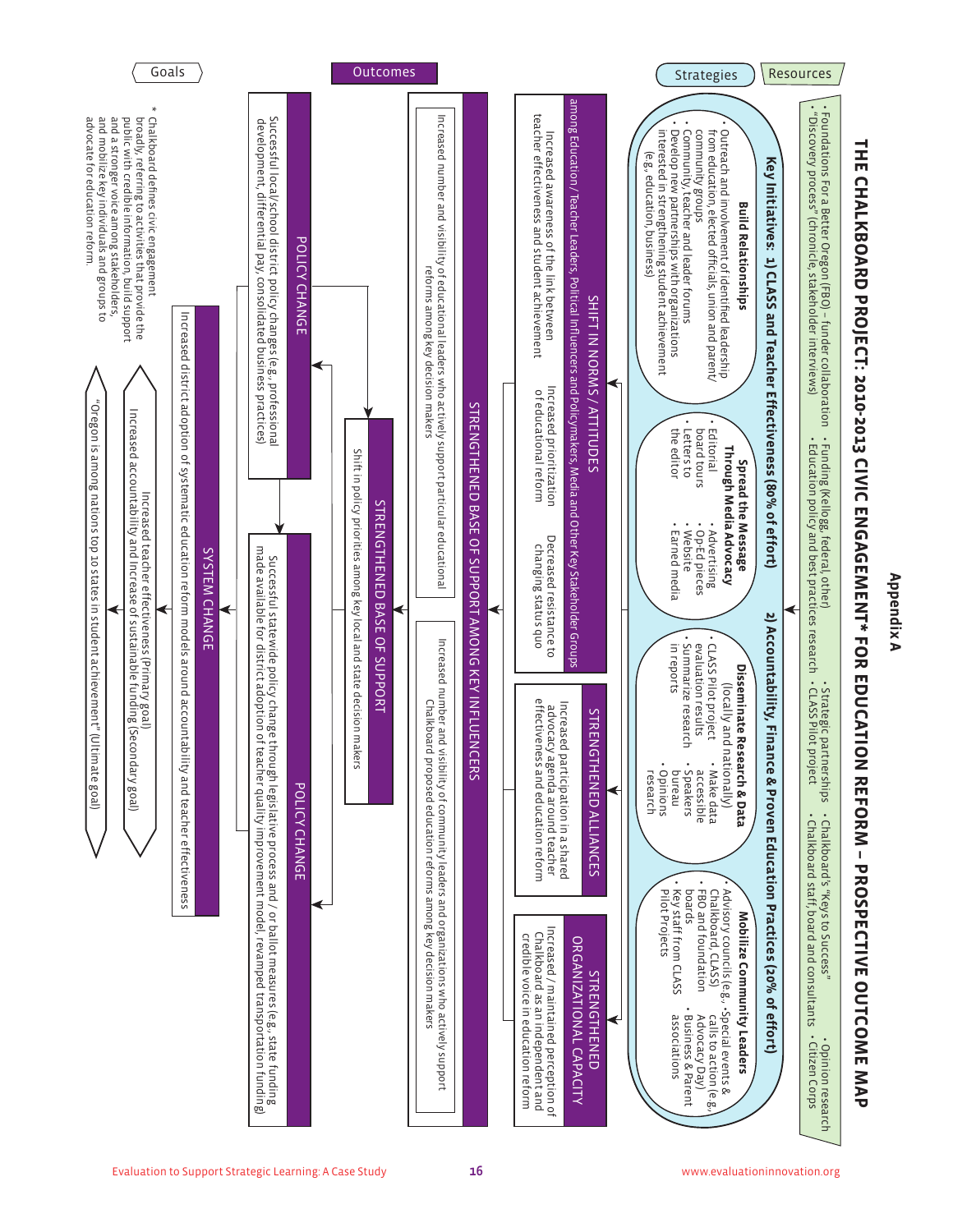# Appendix A

## THE CHALKBOARD PROJECT: 2010-2013 CIVIC ENGAGEMENT* FOR EDUCATION REFORM – PROSPECTIVE OUTCOME MAP

### Resources

- Foundations For a Better Oregon (FBO) – funder collaboration
- "Discovery process" (chronicle, stakeholder interviews)
- Funding (Kellogg, federal, other)
- Education policy and best practices research
- Strategic partnerships
- CLASS Pilot project
- Chalkboard's "Keys to Success"
- Chalkboard staff, board and consultants
- Opinion research
- Citizen Corps

### Strategies

**Key Initiatives: 1) CLASS and Teacher Effectiveness (80% of effort) 2) Accountability, Finance & Proven Education Practices (20% of effort)**

**Build Relationships**

- Outreach and involvement of identified leadership from education, elected officials, union and parent/community groups
- Community, teacher and leader forums
- Develop new partnerships with organizations interested in strengthening student achievement (e.g., education, business)

**Spread the Message Through Media Advocacy**

- Editorial board tours
- Letters to the editor
- Advertising
- Op-Ed pieces
- Website
- Earned media

**Disseminate Research & Data (locally and nationally)**

- CLASS Pilot project evaluation results
- Summarize research in reports
- Make data accessible
- Speakers bureau
- Opinions research

**Mobilize Community Leaders**

- Advisory councils (e.g., Chalkboard, CLASS)
- FBO and foundation boards
- Key staff from CLASS Pilot Projects
- Special events & calls to action (e.g., Advocacy Day)
- Business & Parent associations

### Outcomes

**SHIFT IN NORMS / ATTITUDES among Education/Teacher Leaders, Political Influencers and Policymakers, Media and Other Key Stakeholder Groups**

- Increased awareness of the link between teacher effectiveness and student achievement
- Increased prioritization of educational reform
- Decreased resistance to changing status quo

**STRENGTHENED ALLIANCES**

- Increased participation in a shared advocacy agenda around teacher effectiveness and education reform

**STRENGTHENED ORGANIZATIONAL CAPACITY**

- Increased / maintained perception of Chalkboard as an independent and credible voice in education reform

**STRENGTHENED BASE OF SUPPORT AMONG KEY INFLUENCERS**

- Increased number and visibility of educational leaders who actively support particular educational reforms among key decision makers
- Increased number and visibility of community leaders and organizations who actively support Chalkboard proposed education reforms among key decision makers

**STRENGTHENED BASE OF SUPPORT**

- Shift in policy priorities among key local and state decision makers

**POLICY CHANGE**

- Successful local/school district policy changes (e.g., professional development, differential pay, consolidated business practices)

**POLICY CHANGE**

- Successful statewide policy change through legislative process and / or ballot measures (e.g., state funding made available for district adoption of teacher quality improvement model, revamped transportation funding)

**SYSTEM CHANGE**

- Increased district adoption of systematic education reform models around accountability and teacher effectiveness

### Goals

- Increased teacher effectiveness (Primary goal)
- Increased accountability and increase of sustainable funding (Secondary goal)
- "Oregon is among nations top 10 states in student achievement" (Ultimate goal)

\* Chalkboard defines civic engagement broadly, referring to activities that provide the public with credible information, build support and a stronger voice among stakeholders, and mobilize key individuals and groups to advocate for education reform.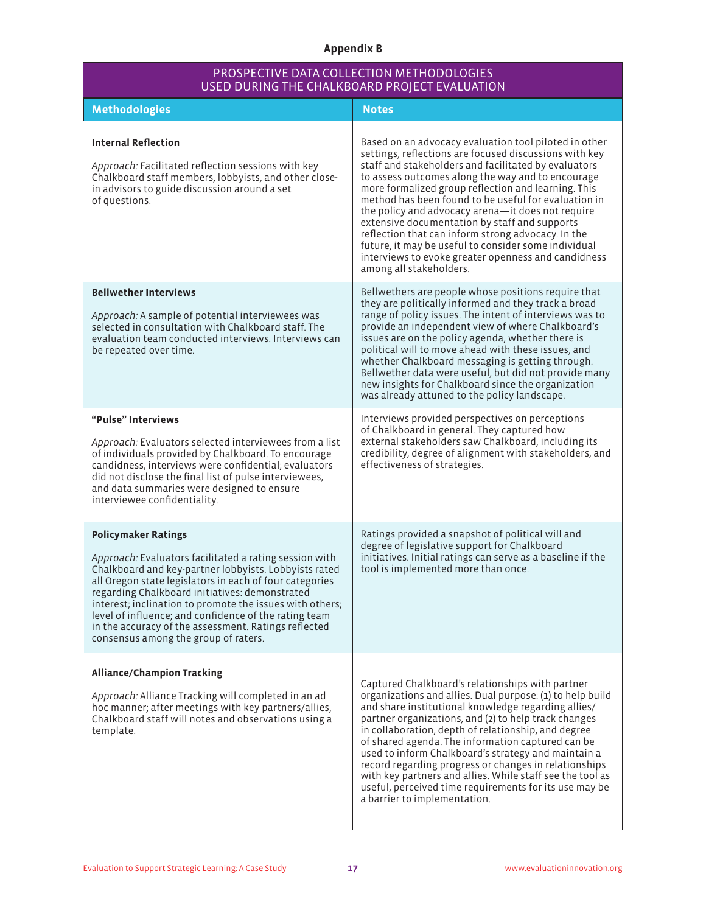## Appendix B

| PROSPECTIVE DATA COLLECTION METHODOLOGIES USED DURING THE CHALKBOARD PROJECT EVALUATION | |
|---|---|
| **Methodologies** | **Notes** |
| **Internal Reflection**<br><br>*Approach:* Facilitated reflection sessions with key Chalkboard staff members, lobbyists, and other close-in advisors to guide discussion around a set of questions. | Based on an advocacy evaluation tool piloted in other settings, reflections are focused discussions with key staff and stakeholders and facilitated by evaluators to assess outcomes along the way and to encourage more formalized group reflection and learning. This method has been found to be useful for evaluation in the policy and advocacy arena—it does not require extensive documentation by staff and supports reflection that can inform strong advocacy. In the future, it may be useful to consider some individual interviews to evoke greater openness and candidness among all stakeholders. |
| **Bellwether Interviews**<br><br>*Approach:* A sample of potential interviewees was selected in consultation with Chalkboard staff. The evaluation team conducted interviews. Interviews can be repeated over time. | Bellwethers are people whose positions require that they are politically informed and they track a broad range of policy issues. The intent of interviews was to provide an independent view of where Chalkboard's issues are on the policy agenda, whether there is political will to move ahead with these issues, and whether Chalkboard messaging is getting through. Bellwether data were useful, but did not provide many new insights for Chalkboard since the organization was already attuned to the policy landscape. |
| **"Pulse" Interviews**<br><br>*Approach:* Evaluators selected interviewees from a list of individuals provided by Chalkboard. To encourage candidness, interviews were confidential; evaluators did not disclose the final list of pulse interviewees, and data summaries were designed to ensure interviewee confidentiality. | Interviews provided perspectives on perceptions of Chalkboard in general. They captured how external stakeholders saw Chalkboard, including its credibility, degree of alignment with stakeholders, and effectiveness of strategies. |
| **Policymaker Ratings**<br><br>*Approach:* Evaluators facilitated a rating session with Chalkboard and key-partner lobbyists. Lobbyists rated all Oregon state legislators in each of four categories regarding Chalkboard initiatives: demonstrated interest; inclination to promote the issues with others; level of influence; and confidence of the rating team in the accuracy of the assessment. Ratings reflected consensus among the group of raters. | Ratings provided a snapshot of political will and degree of legislative support for Chalkboard initiatives. Initial ratings can serve as a baseline if the tool is implemented more than once. |
| **Alliance/Champion Tracking**<br><br>*Approach:* Alliance Tracking will completed in an ad hoc manner; after meetings with key partners/allies, Chalkboard staff will notes and observations using a template. | Captured Chalkboard's relationships with partner organizations and allies. Dual purpose: (1) to help build and share institutional knowledge regarding allies/ partner organizations, and (2) to help track changes in collaboration, depth of relationship, and degree of shared agenda. The information captured can be used to inform Chalkboard's strategy and maintain a record regarding progress or changes in relationships with key partners and allies. While staff see the tool as useful, perceived time requirements for its use may be a barrier to implementation. |